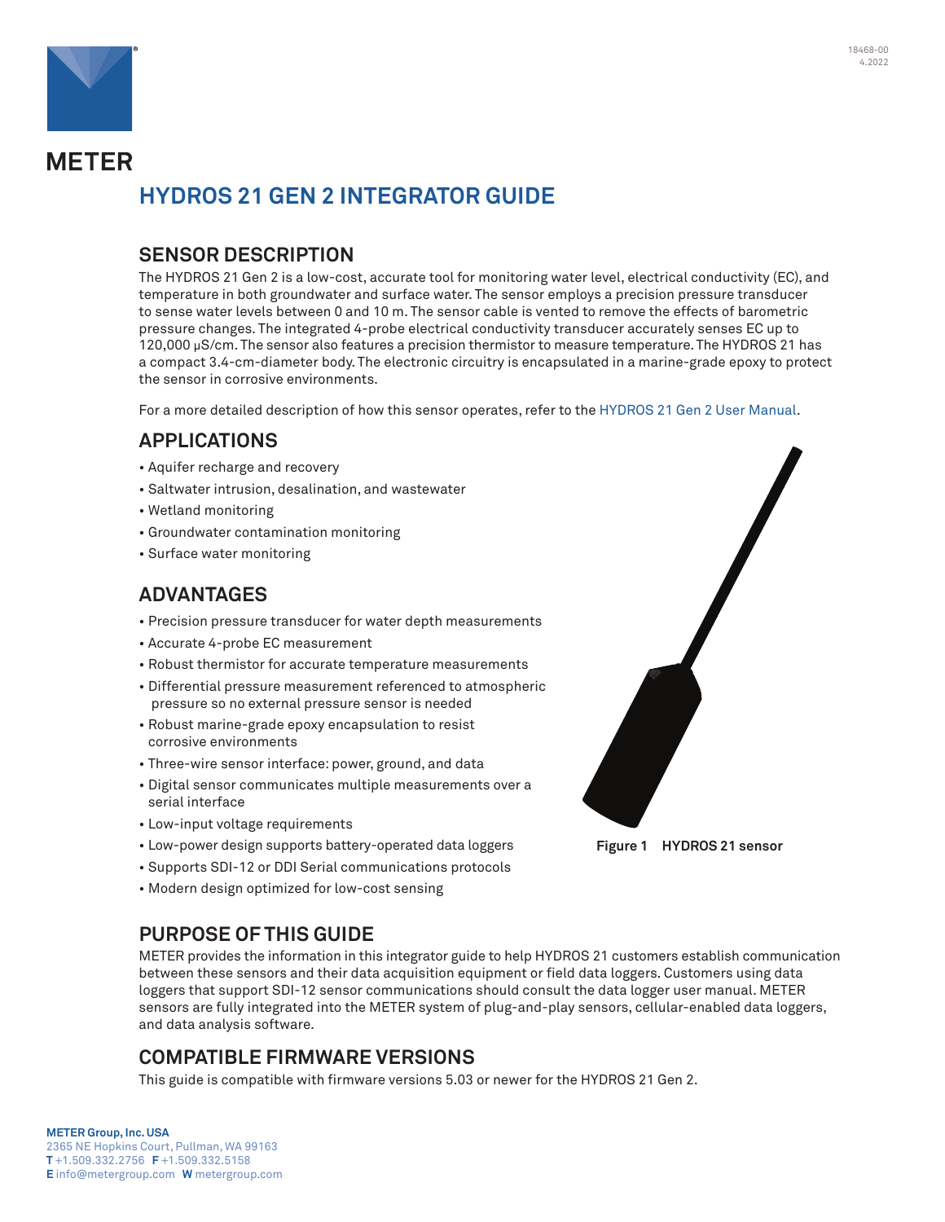METER

# HYDROS 21 GEN 2 INTEGRATOR GUIDE

## SENSOR DESCRIPTION

The HYDROS 21 Gen 2 is a low-cost, accurate tool for monitoring water level, electrical conductivity (EC), and temperature in both groundwater and surface water. The sensor employs a precision pressure transducer to sense water levels between 0 and 10 m. The sensor cable is vented to remove the effects of barometric pressure changes. The integrated 4-probe electrical conductivity transducer accurately senses EC up to 120,000 µS/cm. The sensor also features a precision thermistor to measure temperature. The HYDROS 21 has a compact 3.4-cm-diameter body. The electronic circuitry is encapsulated in a marine-grade epoxy to protect the sensor in corrosive environments.

For a more detailed description of how this sensor operates, refer to the HYDROS 21 Gen 2 User Manual.

## APPLICATIONS

- Aquifer recharge and recovery
- Saltwater intrusion, desalination, and wastewater
- Wetland monitoring
- Groundwater contamination monitoring
- Surface water monitoring

## ADVANTAGES

- Precision pressure transducer for water depth measurements
- Accurate 4-probe EC measurement
- Robust thermistor for accurate temperature measurements
- Differential pressure measurement referenced to atmospheric pressure so no external pressure sensor is needed
- Robust marine-grade epoxy encapsulation to resist corrosive environments
- Three-wire sensor interface: power, ground, and data
- Digital sensor communicates multiple measurements over a serial interface
- Low-input voltage requirements
- Low-power design supports battery-operated data loggers
- Supports SDI-12 or DDI Serial communications protocols
- Modern design optimized for low-cost sensing

**Figure 1 HYDROS 21 sensor**

## PURPOSE OF THIS GUIDE

METER provides the information in this integrator guide to help HYDROS 21 customers establish communication between these sensors and their data acquisition equipment or field data loggers. Customers using data loggers that support SDI-12 sensor communications should consult the data logger user manual. METER sensors are fully integrated into the METER system of plug-and-play sensors, cellular-enabled data loggers, and data analysis software.

## COMPATIBLE FIRMWARE VERSIONS

This guide is compatible with firmware versions 5.03 or newer for the HYDROS 21 Gen 2.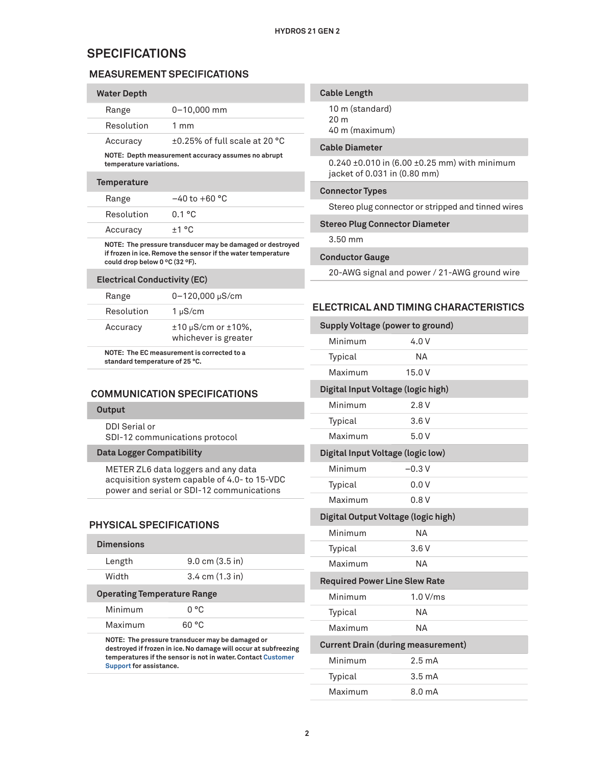## SPECIFICATIONS

### MEASUREMENT SPECIFICATIONS

| Water Depth | |
|---|---|
| Range | 0–10,000 mm |
| Resolution | 1 mm |
| Accuracy | ±0.25% of full scale at 20 °C |

**NOTE: Depth measurement accuracy assumes no abrupt temperature variations.**

| Temperature | |
|---|---|
| Range | −40 to +60 °C |
| Resolution | 0.1 °C |
| Accuracy | ±1 °C |

**NOTE: The pressure transducer may be damaged or destroyed if frozen in ice. Remove the sensor if the water temperature could drop below 0 °C (32 °F).**

| Electrical Conductivity (EC) | |
|---|---|
| Range | 0–120,000 µS/cm |
| Resolution | 1 µS/cm |
| Accuracy | ±10 µS/cm or ±10%, whichever is greater |

**NOTE: The EC measurement is corrected to a standard temperature of 25 °C.**

**Cable Length**

10 m (standard)
20 m
40 m (maximum)

**Cable Diameter**

0.240 ±0.010 in (6.00 ±0.25 mm) with minimum jacket of 0.031 in (0.80 mm)

**Connector Types**

Stereo plug connector or stripped and tinned wires

**Stereo Plug Connector Diameter**

3.50 mm

**Conductor Gauge**

20-AWG signal and power / 21-AWG ground wire

### COMMUNICATION SPECIFICATIONS

**Output**

DDI Serial or
SDI-12 communications protocol

**Data Logger Compatibility**

METER ZL6 data loggers and any data acquisition system capable of 4.0- to 15-VDC power and serial or SDI-12 communications

### PHYSICAL SPECIFICATIONS

| Dimensions | |
|---|---|
| Length | 9.0 cm (3.5 in) |
| Width | 3.4 cm (1.3 in) |

| Operating Temperature Range | |
|---|---|
| Minimum | 0 °C |
| Maximum | 60 °C |

**NOTE: The pressure transducer may be damaged or destroyed if frozen in ice. No damage will occur at subfreezing temperatures if the sensor is not in water. Contact Customer Support for assistance.**

### ELECTRICAL AND TIMING CHARACTERISTICS

| Supply Voltage (power to ground) | |
|---|---|
| Minimum | 4.0 V |
| Typical | NA |
| Maximum | 15.0 V |

| Digital Input Voltage (logic high) | |
|---|---|
| Minimum | 2.8 V |
| Typical | 3.6 V |
| Maximum | 5.0 V |

| Digital Input Voltage (logic low) | |
|---|---|
| Minimum | −0.3 V |
| Typical | 0.0 V |
| Maximum | 0.8 V |

| Digital Output Voltage (logic high) | |
|---|---|
| Minimum | NA |
| Typical | 3.6 V |
| Maximum | NA |

| Required Power Line Slew Rate | |
|---|---|
| Minimum | 1.0 V/ms |
| Typical | NA |
| Maximum | NA |

| Current Drain (during measurement) | |
|---|---|
| Minimum | 2.5 mA |
| Typical | 3.5 mA |
| Maximum | 8.0 mA |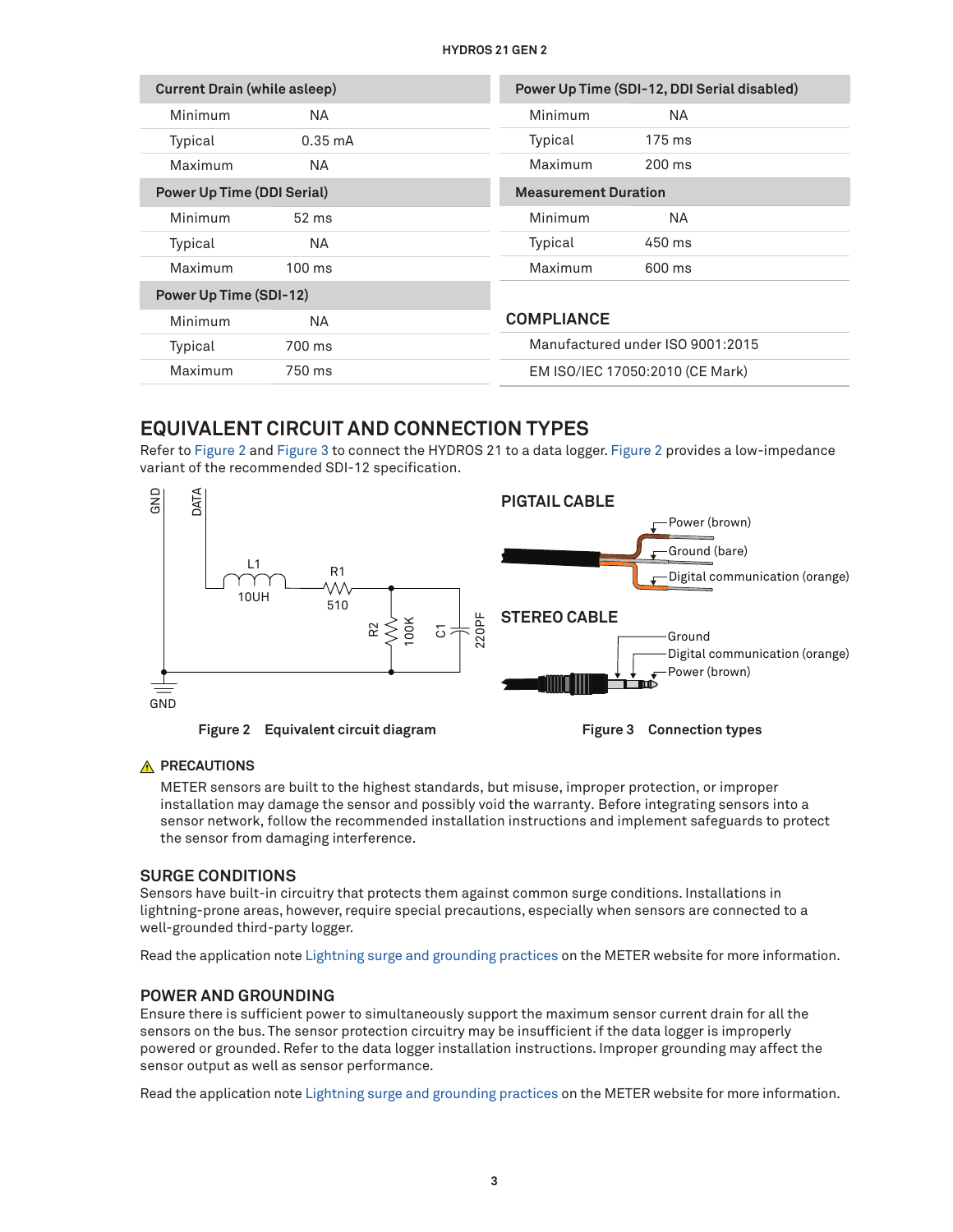| Current Drain (while asleep) | |
|---|---|
| Minimum | NA |
| Typical | 0.35 mA |
| Maximum | NA |
| **Power Up Time (DDI Serial)** | |
| Minimum | 52 ms |
| Typical | NA |
| Maximum | 100 ms |
| **Power Up Time (SDI-12)** | |
| Minimum | NA |
| Typical | 700 ms |
| Maximum | 750 ms |

| Power Up Time (SDI-12, DDI Serial disabled) | |
|---|---|
| Minimum | NA |
| Typical | 175 ms |
| Maximum | 200 ms |
| **Measurement Duration** | |
| Minimum | NA |
| Typical | 450 ms |
| Maximum | 600 ms |

## COMPLIANCE

Manufactured under ISO 9001:2015

EM ISO/IEC 17050:2010 (CE Mark)

## EQUIVALENT CIRCUIT AND CONNECTION TYPES

Refer to Figure 2 and Figure 3 to connect the HYDROS 21 to a data logger. Figure 2 provides a low-impedance variant of the recommended SDI-12 specification.

GND DATA L1 10UH R1 510 R2 100K C1 220PF GND

**Figure 2 Equivalent circuit diagram**

**PIGTAIL CABLE**

Power (brown)
Ground (bare)
Digital communication (orange)

**STEREO CABLE**

Ground
Digital communication (orange)
Power (brown)

**Figure 3 Connection types**

### ⚠ PRECAUTIONS

METER sensors are built to the highest standards, but misuse, improper protection, or improper installation may damage the sensor and possibly void the warranty. Before integrating sensors into a sensor network, follow the recommended installation instructions and implement safeguards to protect the sensor from damaging interference.

### SURGE CONDITIONS

Sensors have built-in circuitry that protects them against common surge conditions. Installations in lightning-prone areas, however, require special precautions, especially when sensors are connected to a well-grounded third-party logger.

Read the application note Lightning surge and grounding practices on the METER website for more information.

### POWER AND GROUNDING

Ensure there is sufficient power to simultaneously support the maximum sensor current drain for all the sensors on the bus. The sensor protection circuitry may be insufficient if the data logger is improperly powered or grounded. Refer to the data logger installation instructions. Improper grounding may affect the sensor output as well as sensor performance.

Read the application note Lightning surge and grounding practices on the METER website for more information.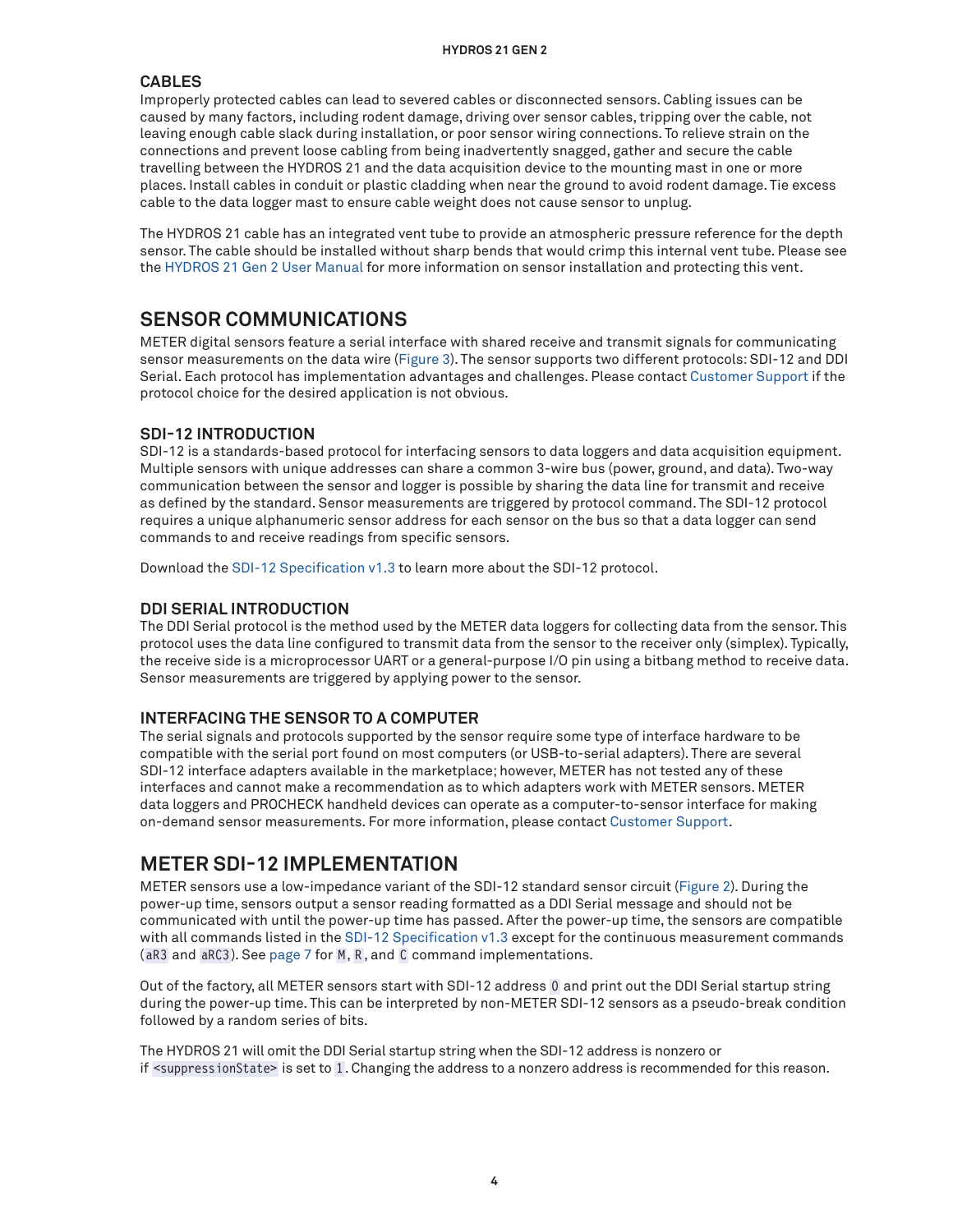### CABLES

Improperly protected cables can lead to severed cables or disconnected sensors. Cabling issues can be caused by many factors, including rodent damage, driving over sensor cables, tripping over the cable, not leaving enough cable slack during installation, or poor sensor wiring connections. To relieve strain on the connections and prevent loose cabling from being inadvertently snagged, gather and secure the cable travelling between the HYDROS 21 and the data acquisition device to the mounting mast in one or more places. Install cables in conduit or plastic cladding when near the ground to avoid rodent damage. Tie excess cable to the data logger mast to ensure cable weight does not cause sensor to unplug.

The HYDROS 21 cable has an integrated vent tube to provide an atmospheric pressure reference for the depth sensor. The cable should be installed without sharp bends that would crimp this internal vent tube. Please see the HYDROS 21 Gen 2 User Manual for more information on sensor installation and protecting this vent.

## SENSOR COMMUNICATIONS

METER digital sensors feature a serial interface with shared receive and transmit signals for communicating sensor measurements on the data wire (Figure 3). The sensor supports two different protocols: SDI-12 and DDI Serial. Each protocol has implementation advantages and challenges. Please contact Customer Support if the protocol choice for the desired application is not obvious.

### SDI-12 INTRODUCTION

SDI-12 is a standards-based protocol for interfacing sensors to data loggers and data acquisition equipment. Multiple sensors with unique addresses can share a common 3-wire bus (power, ground, and data). Two-way communication between the sensor and logger is possible by sharing the data line for transmit and receive as defined by the standard. Sensor measurements are triggered by protocol command. The SDI-12 protocol requires a unique alphanumeric sensor address for each sensor on the bus so that a data logger can send commands to and receive readings from specific sensors.

Download the SDI-12 Specification v1.3 to learn more about the SDI-12 protocol.

### DDI SERIAL INTRODUCTION

The DDI Serial protocol is the method used by the METER data loggers for collecting data from the sensor. This protocol uses the data line configured to transmit data from the sensor to the receiver only (simplex). Typically, the receive side is a microprocessor UART or a general-purpose I/O pin using a bitbang method to receive data. Sensor measurements are triggered by applying power to the sensor.

### INTERFACING THE SENSOR TO A COMPUTER

The serial signals and protocols supported by the sensor require some type of interface hardware to be compatible with the serial port found on most computers (or USB-to-serial adapters). There are several SDI-12 interface adapters available in the marketplace; however, METER has not tested any of these interfaces and cannot make a recommendation as to which adapters work with METER sensors. METER data loggers and PROCHECK handheld devices can operate as a computer-to-sensor interface for making on-demand sensor measurements. For more information, please contact Customer Support.

## METER SDI-12 IMPLEMENTATION

METER sensors use a low-impedance variant of the SDI-12 standard sensor circuit (Figure 2). During the power-up time, sensors output a sensor reading formatted as a DDI Serial message and should not be communicated with until the power-up time has passed. After the power-up time, the sensors are compatible with all commands listed in the SDI-12 Specification v1.3 except for the continuous measurement commands (`aR3` and `aRC3`). See page 7 for `M`, `R`, and `C` command implementations.

Out of the factory, all METER sensors start with SDI-12 address `0` and print out the DDI Serial startup string during the power-up time. This can be interpreted by non-METER SDI-12 sensors as a pseudo-break condition followed by a random series of bits.

The HYDROS 21 will omit the DDI Serial startup string when the SDI-12 address is nonzero or if `<suppressionState>` is set to `1`. Changing the address to a nonzero address is recommended for this reason.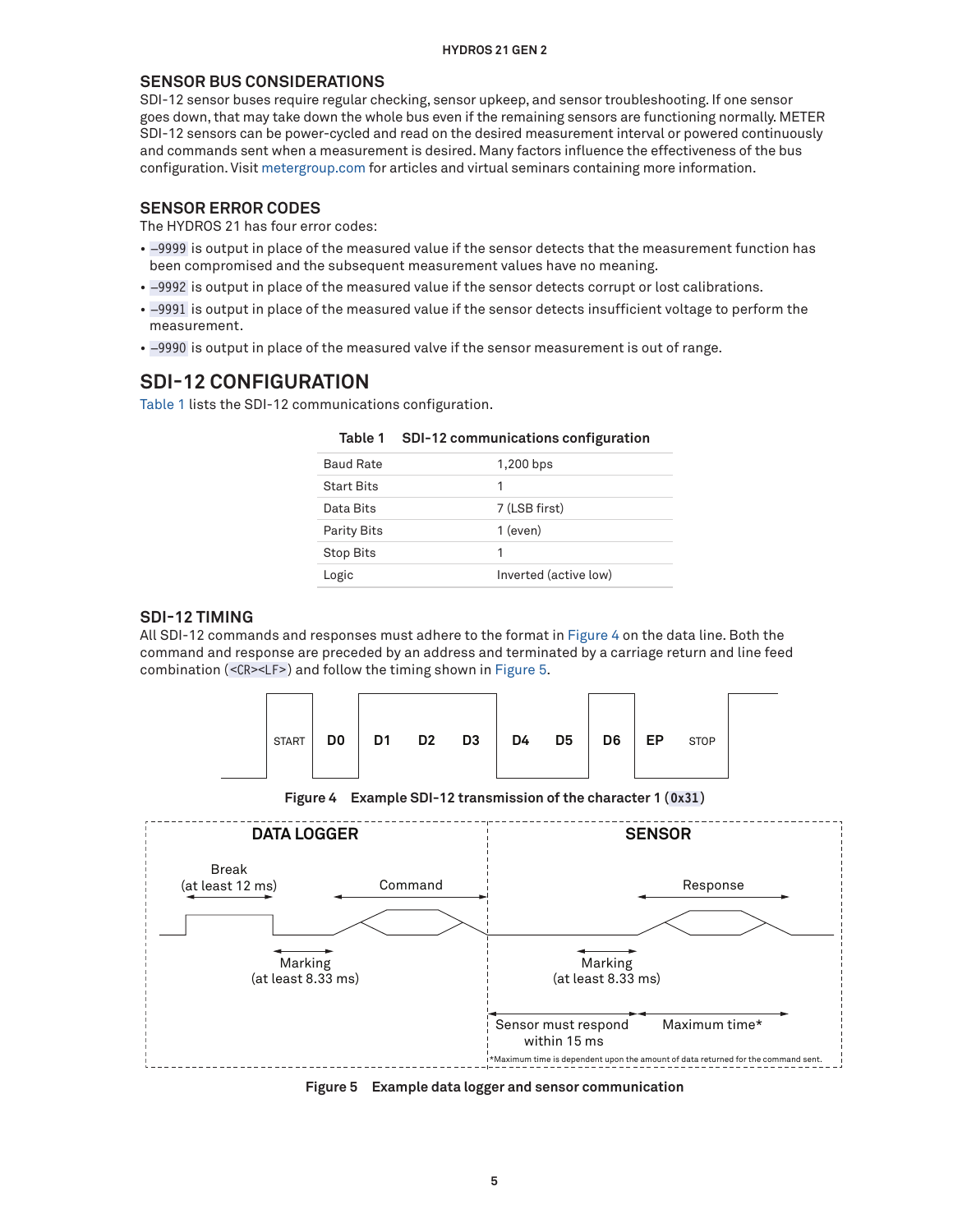## SENSOR BUS CONSIDERATIONS

SDI-12 sensor buses require regular checking, sensor upkeep, and sensor troubleshooting. If one sensor goes down, that may take down the whole bus even if the remaining sensors are functioning normally. METER SDI-12 sensors can be power-cycled and read on the desired measurement interval or powered continuously and commands sent when a measurement is desired. Many factors influence the effectiveness of the bus configuration. Visit metergroup.com for articles and virtual seminars containing more information.

## SENSOR ERROR CODES

The HYDROS 21 has four error codes:

- `–9999` is output in place of the measured value if the sensor detects that the measurement function has been compromised and the subsequent measurement values have no meaning.
- `–9992` is output in place of the measured value if the sensor detects corrupt or lost calibrations.
- `–9991` is output in place of the measured value if the sensor detects insufficient voltage to perform the measurement.
- `–9990` is output in place of the measured valve if the sensor measurement is out of range.

# SDI-12 CONFIGURATION

Table 1 lists the SDI-12 communications configuration.

**Table 1 SDI-12 communications configuration**

| | |
|---|---|
| Baud Rate | 1,200 bps |
| Start Bits | 1 |
| Data Bits | 7 (LSB first) |
| Parity Bits | 1 (even) |
| Stop Bits | 1 |
| Logic | Inverted (active low) |

## SDI-12 TIMING

All SDI-12 commands and responses must adhere to the format in Figure 4 on the data line. Both the command and response are preceded by an address and terminated by a carriage return and line feed combination (`<CR><LF>`) and follow the timing shown in Figure 5.

START D0 D1 D2 D3 D4 D5 D6 EP STOP

**Figure 4 Example SDI-12 transmission of the character 1 (`0x31`)**

DATA LOGGER: Break (at least 12 ms); Command; Marking (at least 8.33 ms)

SENSOR: Response; Marking (at least 8.33 ms); Sensor must respond within 15 ms; Maximum time*

*Maximum time is dependent upon the amount of data returned for the command sent.

**Figure 5 Example data logger and sensor communication**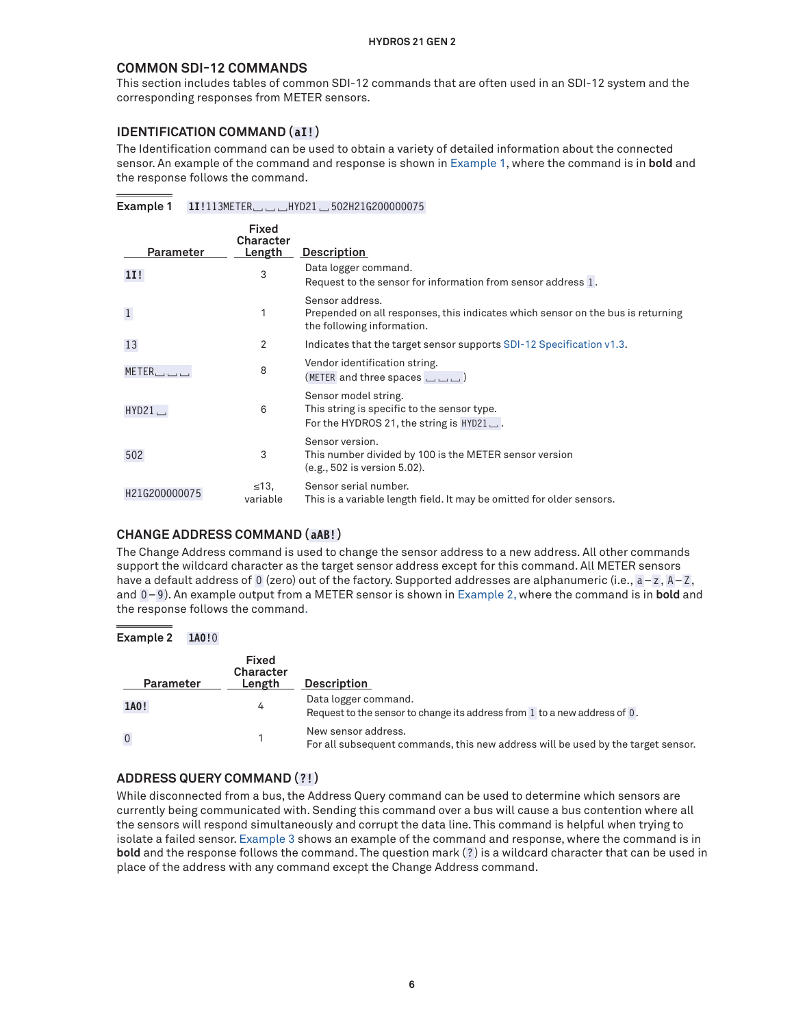## COMMON SDI-12 COMMANDS

This section includes tables of common SDI-12 commands that are often used in an SDI-12 system and the corresponding responses from METER sensors.

### IDENTIFICATION COMMAND (aI!)

The Identification command can be used to obtain a variety of detailed information about the connected sensor. An example of the command and response is shown in Example 1, where the command is in **bold** and the response follows the command.

**Example 1** **1I!**113METER␣␣␣HYD21␣502H21G200000075

| Parameter | Fixed Character Length | Description |
|---|---|---|
| **1I!** | 3 | Data logger command.<br>Request to the sensor for information from sensor address 1. |
| 1 | 1 | Sensor address.<br>Prepended on all responses, this indicates which sensor on the bus is returning the following information. |
| 13 | 2 | Indicates that the target sensor supports SDI-12 Specification v1.3. |
| METER␣␣␣ | 8 | Vendor identification string.<br>(METER and three spaces ␣␣␣) |
| HYD21␣ | 6 | Sensor model string.<br>This string is specific to the sensor type.<br>For the HYDROS 21, the string is HYD21␣. |
| 502 | 3 | Sensor version.<br>This number divided by 100 is the METER sensor version (e.g., 502 is version 5.02). |
| H21G200000075 | ≤13, variable | Sensor serial number.<br>This is a variable length field. It may be omitted for older sensors. |

### CHANGE ADDRESS COMMAND (aAB!)

The Change Address command is used to change the sensor address to a new address. All other commands support the wildcard character as the target sensor address except for this command. All METER sensors have a default address of 0 (zero) out of the factory. Supported addresses are alphanumeric (i.e., a–z, A–Z, and 0–9). An example output from a METER sensor is shown in Example 2, where the command is in **bold** and the response follows the command.

**Example 2** **1A0!**0

| Parameter | Fixed Character Length | Description |
|---|---|---|
| **1A0!** | 4 | Data logger command.<br>Request to the sensor to change its address from 1 to a new address of 0. |
| 0 | 1 | New sensor address.<br>For all subsequent commands, this new address will be used by the target sensor. |

### ADDRESS QUERY COMMAND (?!)

While disconnected from a bus, the Address Query command can be used to determine which sensors are currently being communicated with. Sending this command over a bus will cause a bus contention where all the sensors will respond simultaneously and corrupt the data line. This command is helpful when trying to isolate a failed sensor. Example 3 shows an example of the command and response, where the command is in **bold** and the response follows the command. The question mark (?) is a wildcard character that can be used in place of the address with any command except the Change Address command.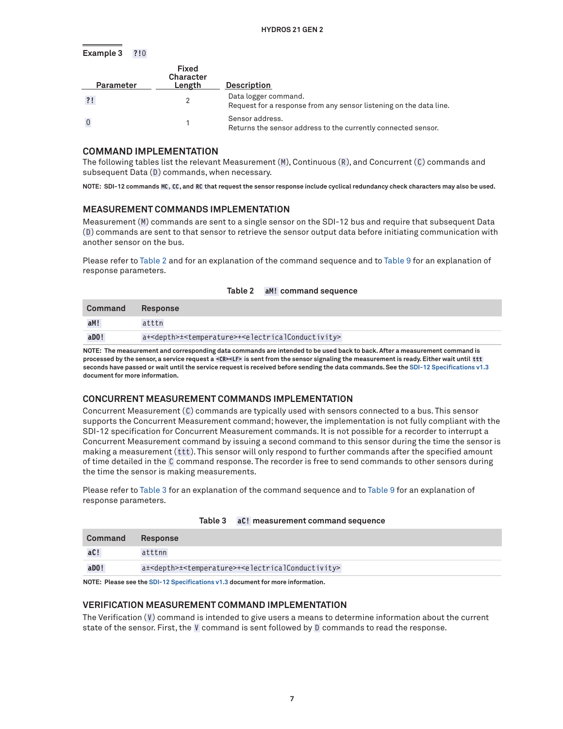**Example 3** `?!0`

| Parameter | Fixed Character Length | Description |
|---|---|---|
| `?!` | 2 | Data logger command.<br>Request for a response from any sensor listening on the data line. |
| `0` | 1 | Sensor address.<br>Returns the sensor address to the currently connected sensor. |

## COMMAND IMPLEMENTATION

The following tables list the relevant Measurement (`M`), Continuous (`R`), and Concurrent (`C`) commands and subsequent Data (`D`) commands, when necessary.

**NOTE: SDI-12 commands `MC`, `CC`, and `RC` that request the sensor response include cyclical redundancy check characters may also be used.**

## MEASUREMENT COMMANDS IMPLEMENTATION

Measurement (`M`) commands are sent to a single sensor on the SDI-12 bus and require that subsequent Data (`D`) commands are sent to that sensor to retrieve the sensor output data before initiating communication with another sensor on the bus.

Please refer to Table 2 and for an explanation of the command sequence and to Table 9 for an explanation of response parameters.

**Table 2 `aM!` command sequence**

| Command | Response |
|---|---|
| `aM!` | `atttn` |
| `aD0!` | `a+<depth>±<temperature>+<electricalConductivity>` |

**NOTE: The measurement and corresponding data commands are intended to be used back to back. After a measurement command is processed by the sensor, a service request a `<CR><LF>` is sent from the sensor signaling the measurement is ready. Either wait until `ttt` seconds have passed or wait until the service request is received before sending the data commands. See the SDI-12 Specifications v1.3 document for more information.**

## CONCURRENT MEASUREMENT COMMANDS IMPLEMENTATION

Concurrent Measurement (`C`) commands are typically used with sensors connected to a bus. This sensor supports the Concurrent Measurement command; however, the implementation is not fully compliant with the SDI-12 specification for Concurrent Measurement commands. It is not possible for a recorder to interrupt a Concurrent Measurement command by issuing a second command to this sensor during the time the sensor is making a measurement (`ttt`). This sensor will only respond to further commands after the specified amount of time detailed in the `C` command response. The recorder is free to send commands to other sensors during the time the sensor is making measurements.

Please refer to Table 3 for an explanation of the command sequence and to Table 9 for an explanation of response parameters.

**Table 3 `aC!` measurement command sequence**

| Command | Response |
|---|---|
| `aC!` | `atttnn` |
| `aD0!` | `a±<depth>±<temperature>+<electricalConductivity>` |

**NOTE: Please see the SDI-12 Specifications v1.3 document for more information.**

## VERIFICATION MEASUREMENT COMMAND IMPLEMENTATION

The Verification (`V`) command is intended to give users a means to determine information about the current state of the sensor. First, the `V` command is sent followed by `D` commands to read the response.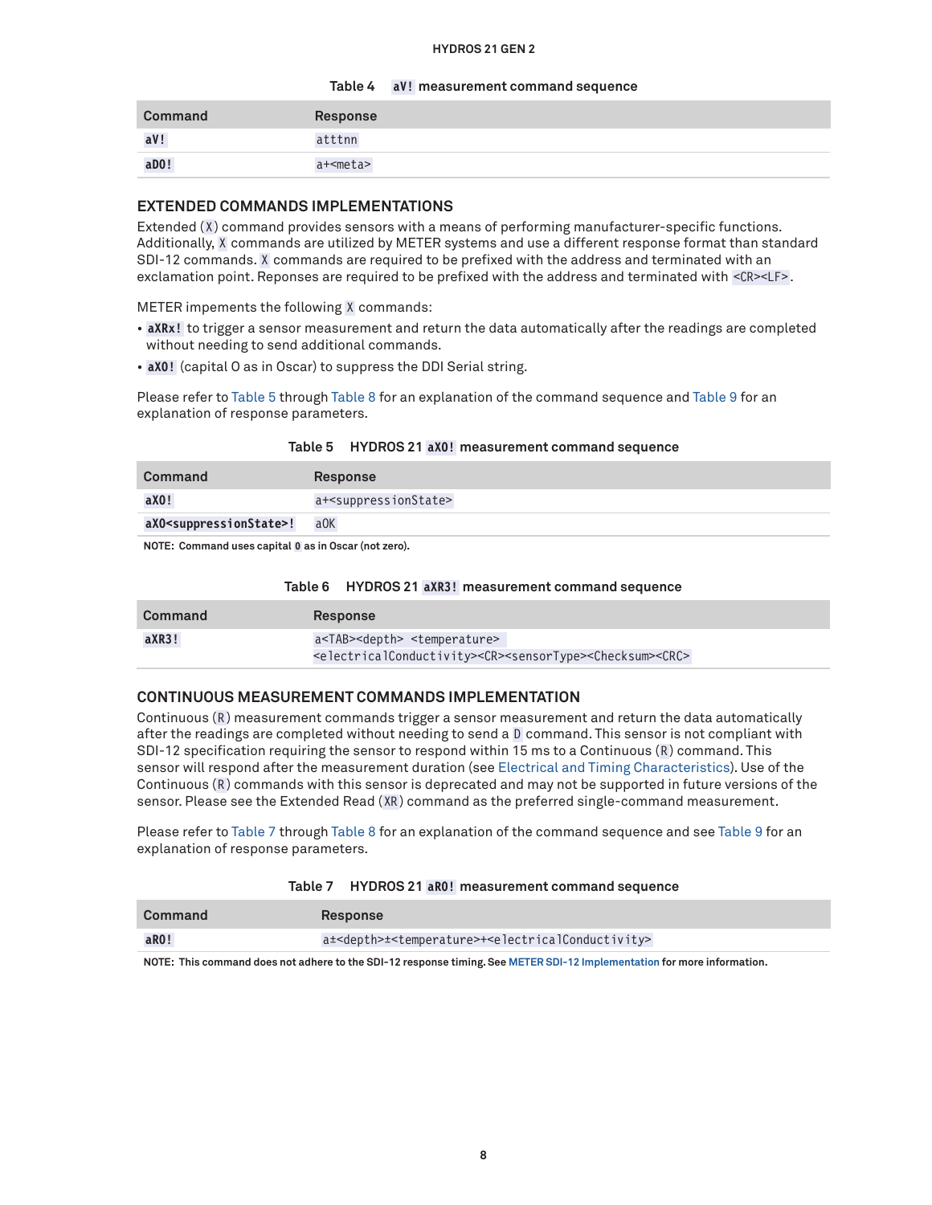Table 4 aV! measurement command sequence

| Command | Response |
| --- | --- |
| aV! | atttnn |
| aD0! | a+<meta> |

## EXTENDED COMMANDS IMPLEMENTATIONS

Extended (X) command provides sensors with a means of performing manufacturer-specific functions. Additionally, X commands are utilized by METER systems and use a different response format than standard SDI-12 commands. X commands are required to be prefixed with the address and terminated with an exclamation point. Reponses are required to be prefixed with the address and terminated with <CR><LF>.

METER impements the following X commands:

- **aXRx!** to trigger a sensor measurement and return the data automatically after the readings are completed without needing to send additional commands.
- **aXO!** (capital O as in Oscar) to suppress the DDI Serial string.

Please refer to Table 5 through Table 8 for an explanation of the command sequence and Table 9 for an explanation of response parameters.

Table 5 HYDROS 21 aXO! measurement command sequence

| Command | Response |
| --- | --- |
| aXO! | a+<suppressionState> |
| aXO<suppressionState>! | aOK |

NOTE: Command uses capital O as in Oscar (not zero).

Table 6 HYDROS 21 aXR3! measurement command sequence

| Command | Response |
| --- | --- |
| aXR3! | a<TAB><depth> <temperature> <electricalConductivity><CR><sensorType><Checksum><CRC> |

## CONTINUOUS MEASUREMENT COMMANDS IMPLEMENTATION

Continuous (R) measurement commands trigger a sensor measurement and return the data automatically after the readings are completed without needing to send a D command. This sensor is not compliant with SDI-12 specification requiring the sensor to respond within 15 ms to a Continuous (R) command. This sensor will respond after the measurement duration (see Electrical and Timing Characteristics). Use of the Continuous (R) commands with this sensor is deprecated and may not be supported in future versions of the sensor. Please see the Extended Read (XR) command as the preferred single-command measurement.

Please refer to Table 7 through Table 8 for an explanation of the command sequence and see Table 9 for an explanation of response parameters.

Table 7 HYDROS 21 aR0! measurement command sequence

| Command | Response |
| --- | --- |
| aR0! | a±<depth>±<temperature>+<electricalConductivity> |

NOTE: This command does not adhere to the SDI-12 response timing. See METER SDI-12 Implementation for more information.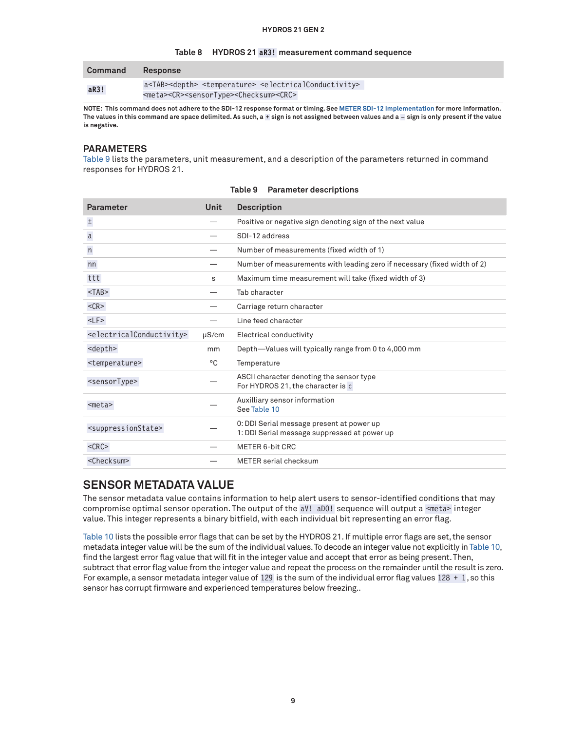Table 8 HYDROS 21 `aR3!` measurement command sequence

| Command | Response |
| --- | --- |
| `aR3!` | `a<TAB><depth> <temperature> <electricalConductivity> <meta><CR><sensorType><Checksum><CRC>` |

**NOTE: This command does not adhere to the SDI-12 response format or timing. See METER SDI-12 Implementation for more information. The values in this command are space delimited. As such, a `+` sign is not assigned between values and a `–` sign is only present if the value is negative.**

## PARAMETERS

Table 9 lists the parameters, unit measurement, and a description of the parameters returned in command responses for HYDROS 21.

Table 9 Parameter descriptions

| Parameter | Unit | Description |
| --- | --- | --- |
| `±` | — | Positive or negative sign denoting sign of the next value |
| `a` | — | SDI-12 address |
| `n` | — | Number of measurements (fixed width of 1) |
| `nn` | — | Number of measurements with leading zero if necessary (fixed width of 2) |
| `ttt` | s | Maximum time measurement will take (fixed width of 3) |
| `<TAB>` | — | Tab character |
| `<CR>` | — | Carriage return character |
| `<LF>` | — | Line feed character |
| `<electricalConductivity>` | µS/cm | Electrical conductivity |
| `<depth>` | mm | Depth—Values will typically range from 0 to 4,000 mm |
| `<temperature>` | °C | Temperature |
| `<sensorType>` | — | ASCII character denoting the sensor type<br>For HYDROS 21, the character is `c` |
| `<meta>` | — | Auxilliary sensor information<br>See Table 10 |
| `<suppressionState>` | — | 0: DDI Serial message present at power up<br>1: DDI Serial message suppressed at power up |
| `<CRC>` | — | METER 6-bit CRC |
| `<Checksum>` | — | METER serial checksum |

## SENSOR METADATA VALUE

The sensor metadata value contains information to help alert users to sensor-identified conditions that may compromise optimal sensor operation. The output of the `aV! aD0!` sequence will output a `<meta>` integer value. This integer represents a binary bitfield, with each individual bit representing an error flag.

Table 10 lists the possible error flags that can be set by the HYDROS 21. If multiple error flags are set, the sensor metadata integer value will be the sum of the individual values. To decode an integer value not explicitly in Table 10, find the largest error flag value that will fit in the integer value and accept that error as being present. Then, subtract that error flag value from the integer value and repeat the process on the remainder until the result is zero. For example, a sensor metadata integer value of `129` is the sum of the individual error flag values `128 + 1`, so this sensor has corrupt firmware and experienced temperatures below freezing..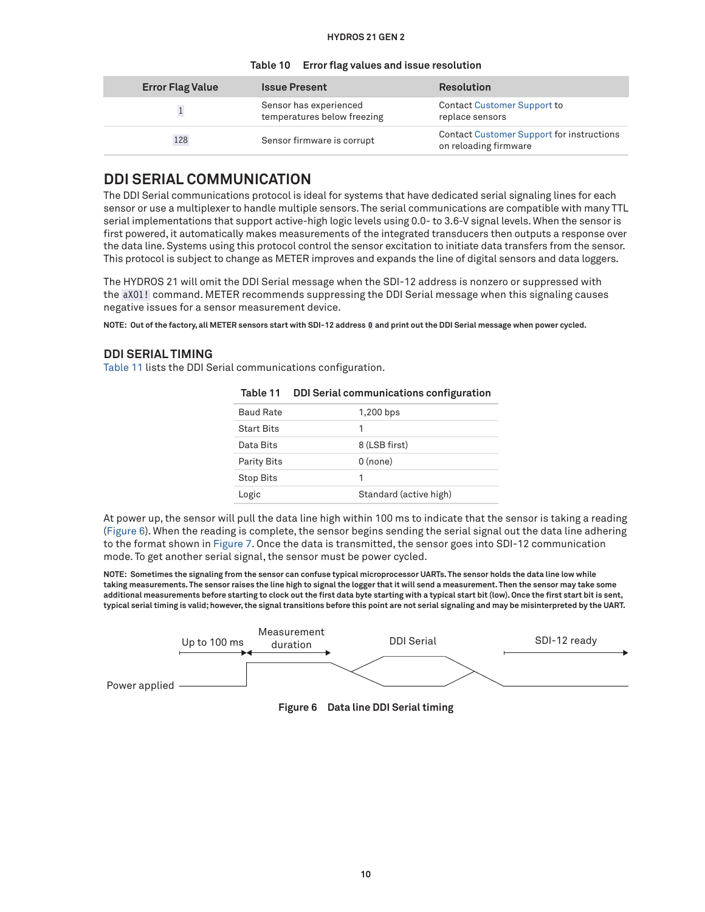Table 10 Error flag values and issue resolution

| Error Flag Value | Issue Present | Resolution |
| --- | --- | --- |
| `1` | Sensor has experienced temperatures below freezing | Contact Customer Support to replace sensors |
| `128` | Sensor firmware is corrupt | Contact Customer Support for instructions on reloading firmware |

## DDI SERIAL COMMUNICATION

The DDI Serial communications protocol is ideal for systems that have dedicated serial signaling lines for each sensor or use a multiplexer to handle multiple sensors. The serial communications are compatible with many TTL serial implementations that support active-high logic levels using 0.0- to 3.6-V signal levels. When the sensor is first powered, it automatically makes measurements of the integrated transducers then outputs a response over the data line. Systems using this protocol control the sensor excitation to initiate data transfers from the sensor. This protocol is subject to change as METER improves and expands the line of digital sensors and data loggers.

The HYDROS 21 will omit the DDI Serial message when the SDI-12 address is nonzero or suppressed with the `aXO1!` command. METER recommends suppressing the DDI Serial message when this signaling causes negative issues for a sensor measurement device.

**NOTE: Out of the factory, all METER sensors start with SDI-12 address `0` and print out the DDI Serial message when power cycled.**

### DDI SERIAL TIMING

Table 11 lists the DDI Serial communications configuration.

Table 11 DDI Serial communications configuration

| | |
| --- | --- |
| Baud Rate | 1,200 bps |
| Start Bits | 1 |
| Data Bits | 8 (LSB first) |
| Parity Bits | 0 (none) |
| Stop Bits | 1 |
| Logic | Standard (active high) |

At power up, the sensor will pull the data line high within 100 ms to indicate that the sensor is taking a reading (Figure 6). When the reading is complete, the sensor begins sending the serial signal out the data line adhering to the format shown in Figure 7. Once the data is transmitted, the sensor goes into SDI-12 communication mode. To get another serial signal, the sensor must be power cycled.

**NOTE: Sometimes the signaling from the sensor can confuse typical microprocessor UARTs. The sensor holds the data line low while taking measurements. The sensor raises the line high to signal the logger that it will send a measurement. Then the sensor may take some additional measurements before starting to clock out the first data byte starting with a typical start bit (low). Once the first start bit is sent, typical serial timing is valid; however, the signal transitions before this point are not serial signaling and may be misinterpreted by the UART.**

Power applied — Up to 100 ms — Measurement duration — DDI Serial — SDI-12 ready

Figure 6 Data line DDI Serial timing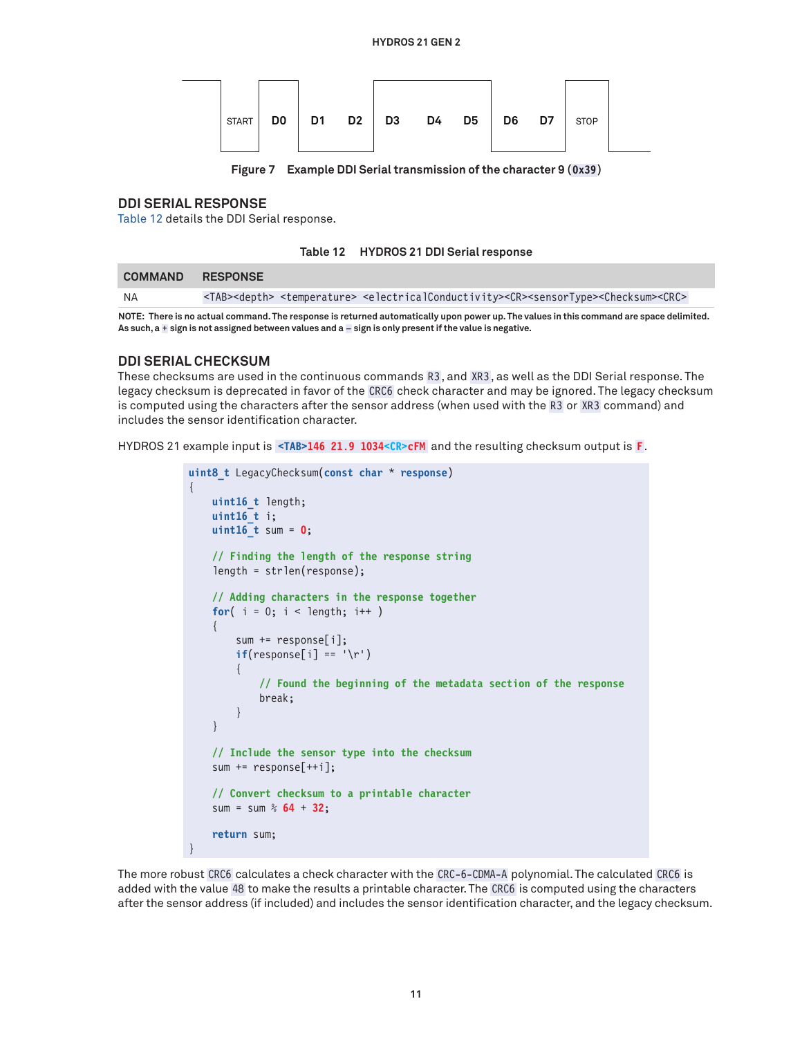START D0 D1 D2 D3 D4 D5 D6 D7 STOP

Figure 7 Example DDI Serial transmission of the character 9 (`0x39`)

## DDI SERIAL RESPONSE

Table 12 details the DDI Serial response.

Table 12 HYDROS 21 DDI Serial response

| COMMAND | RESPONSE |
|---|---|
| NA | `<TAB><depth> <temperature> <electricalConductivity><CR><sensorType><Checksum><CRC>` |

**NOTE: There is no actual command. The response is returned automatically upon power up. The values in this command are space delimited. As such, a `+` sign is not assigned between values and a `–` sign is only present if the value is negative.**

## DDI SERIAL CHECKSUM

These checksums are used in the continuous commands `R3`, and `XR3`, as well as the DDI Serial response. The legacy checksum is deprecated in favor of the `CRC6` check character and may be ignored. The legacy checksum is computed using the characters after the sensor address (when used with the `R3` or `XR3` command) and includes the sensor identification character.

HYDROS 21 example input is `<TAB>146 21.9 1034<CR>cFM` and the resulting checksum output is `F`.

```
uint8_t LegacyChecksum(const char * response)
{
    uint16_t length;
    uint16_t i;
    uint16_t sum = 0;

    // Finding the length of the response string
    length = strlen(response);

    // Adding characters in the response together
    for( i = 0; i < length; i++ )
    {
        sum += response[i];
        if(response[i] == '\r')
        {
            // Found the beginning of the metadata section of the response
            break;
        }
    }

    // Include the sensor type into the checksum
    sum += response[++i];

    // Convert checksum to a printable character
    sum = sum % 64 + 32;

    return sum;
}
```

The more robust `CRC6` calculates a check character with the `CRC-6-CDMA-A` polynomial. The calculated `CRC6` is added with the value `48` to make the results a printable character. The `CRC6` is computed using the characters after the sensor address (if included) and includes the sensor identification character, and the legacy checksum.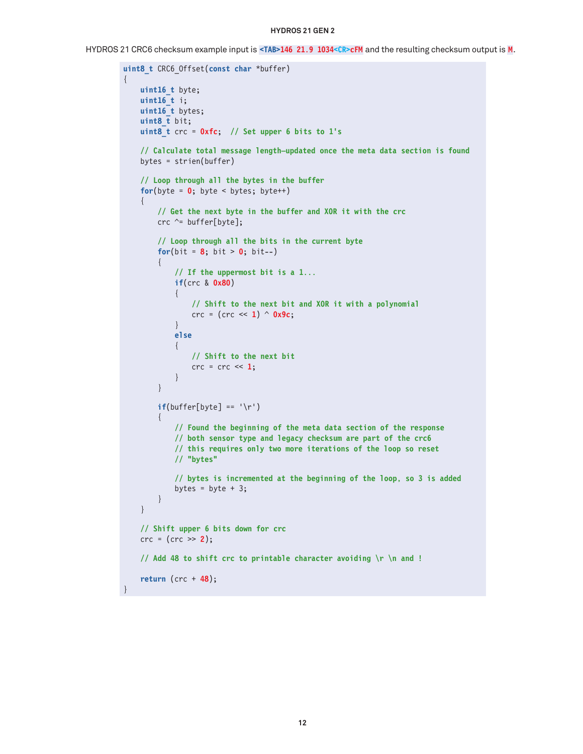HYDROS 21 CRC6 checksum example input is `<TAB>146 21.9 1034<CR>cFM` and the resulting checksum output is `M`.

```
uint8_t CRC6_Offset(const char *buffer)
{
    uint16_t byte;
    uint16_t i;
    uint16_t bytes;
    uint8_t bit;
    uint8_t crc = 0xfc;  // Set upper 6 bits to 1's

    // Calculate total message length—updated once the meta data section is found
    bytes = strlen(buffer)

    // Loop through all the bytes in the buffer
    for(byte = 0; byte < bytes; byte++)
    {
        // Get the next byte in the buffer and XOR it with the crc
        crc ^= buffer[byte];

        // Loop through all the bits in the current byte
        for(bit = 8; bit > 0; bit--)
        {
            // If the uppermost bit is a 1...
            if(crc & 0x80)
            {
                // Shift to the next bit and XOR it with a polynomial
                crc = (crc << 1) ^ 0x9c;
            }
            else
            {
                // Shift to the next bit
                crc = crc << 1;
            }
        }

        if(buffer[byte] == '\r')
        {
            // Found the beginning of the meta data section of the response
            // both sensor type and legacy checksum are part of the crc6
            // this requires only two more iterations of the loop so reset
            // "bytes"

            // bytes is incremented at the beginning of the loop, so 3 is added
            bytes = byte + 3;
        }
    }

    // Shift upper 6 bits down for crc
    crc = (crc >> 2);

    // Add 48 to shift crc to printable character avoiding \r \n and !

    return (crc + 48);
}
```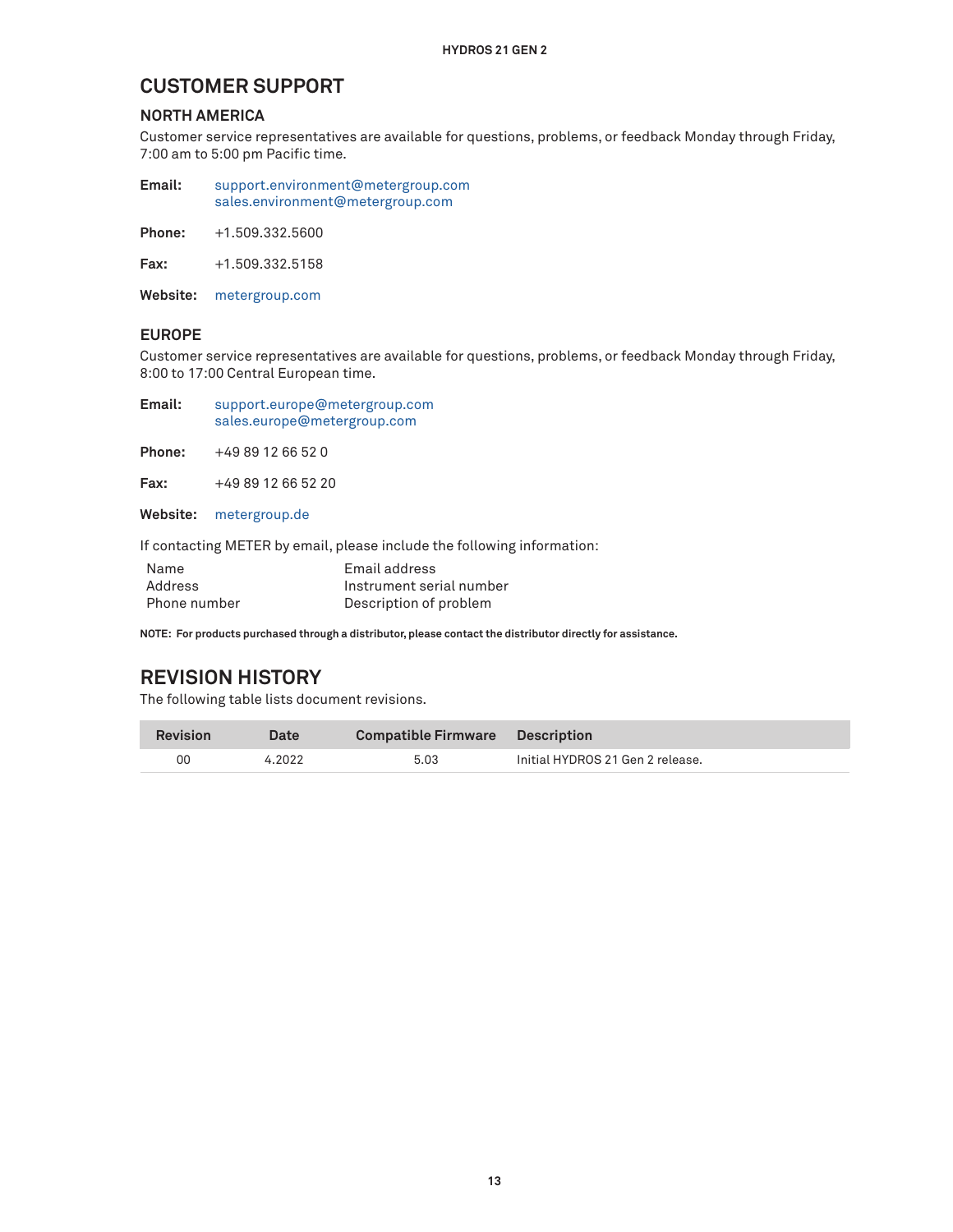## CUSTOMER SUPPORT

### NORTH AMERICA

Customer service representatives are available for questions, problems, or feedback Monday through Friday, 7:00 am to 5:00 pm Pacific time.

**Email:** support.environment@metergroup.com
sales.environment@metergroup.com

**Phone:** +1.509.332.5600

**Fax:** +1.509.332.5158

**Website:** metergroup.com

### EUROPE

Customer service representatives are available for questions, problems, or feedback Monday through Friday, 8:00 to 17:00 Central European time.

**Email:** support.europe@metergroup.com
sales.europe@metergroup.com

**Phone:** +49 89 12 66 52 0

**Fax:** +49 89 12 66 52 20

**Website:** metergroup.de

If contacting METER by email, please include the following information:

| | |
|---|---|
| Name | Email address |
| Address | Instrument serial number |
| Phone number | Description of problem |

**NOTE: For products purchased through a distributor, please contact the distributor directly for assistance.**

## REVISION HISTORY

The following table lists document revisions.

| Revision | Date | Compatible Firmware | Description |
|---|---|---|---|
| 00 | 4.2022 | 5.03 | Initial HYDROS 21 Gen 2 release. |